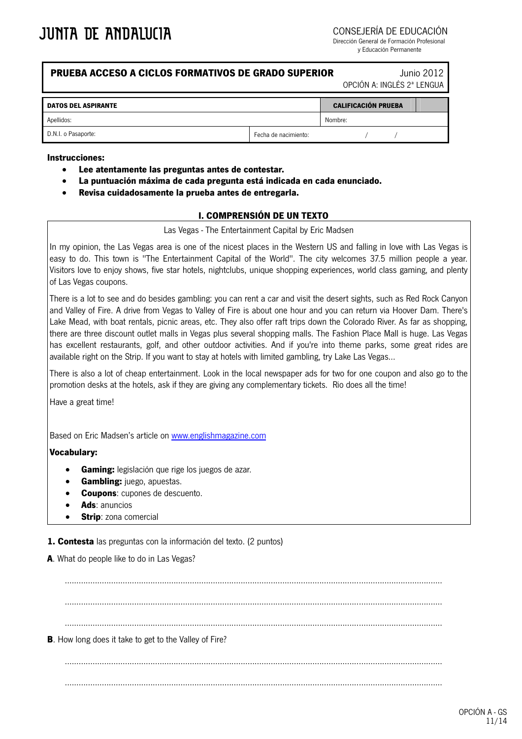# JUNTA DE ANDALUCIA

CONSEJERÍA DE EDUCACIÓN
Dirección General de Formación Profesional
y Educación Permanente

## PRUEBA ACCESO A CICLOS FORMATIVOS DE GRADO SUPERIOR

Junio 2012
OPCIÓN A: INGLÉS 2ª LENGUA

| DATOS DEL ASPIRANTE | | CALIFICACIÓN PRUEBA | |
|---|---|---|---|
| Apellidos: | | Nombre: | |
| D.N.I. o Pasaporte: | Fecha de nacimiento: | / / | |

**Instrucciones:**

- **Lee atentamente las preguntas antes de contestar.**
- **La puntuación máxima de cada pregunta está indicada en cada enunciado.**
- **Revisa cuidadosamente la prueba antes de entregarla.**

### I. COMPRENSIÓN DE UN TEXTO

Las Vegas - The Entertainment Capital by Eric Madsen

In my opinion, the Las Vegas area is one of the nicest places in the Western US and falling in love with Las Vegas is easy to do. This town is "The Entertainment Capital of the World". The city welcomes 37.5 million people a year. Visitors love to enjoy shows, five star hotels, nightclubs, unique shopping experiences, world class gaming, and plenty of Las Vegas coupons.

There is a lot to see and do besides gambling: you can rent a car and visit the desert sights, such as Red Rock Canyon and Valley of Fire. A drive from Vegas to Valley of Fire is about one hour and you can return via Hoover Dam. There's Lake Mead, with boat rentals, picnic areas, etc. They also offer raft trips down the Colorado River. As far as shopping, there are three discount outlet malls in Vegas plus several shopping malls. The Fashion Place Mall is huge. Las Vegas has excellent restaurants, golf, and other outdoor activities. And if you're into theme parks, some great rides are available right on the Strip. If you want to stay at hotels with limited gambling, try Lake Las Vegas...

There is also a lot of cheap entertainment. Look in the local newspaper ads for two for one coupon and also go to the promotion desks at the hotels, ask if they are giving any complementary tickets. Rio does all the time!

Have a great time!

Based on Eric Madsen's article on www.englishmagazine.com

**Vocabulary:**

- **Gaming:** legislación que rige los juegos de azar.
- **Gambling:** juego, apuestas.
- **Coupons**: cupones de descuento.
- **Ads**: anuncios
- **Strip**: zona comercial

**1. Contesta** las preguntas con la información del texto. (2 puntos)

**A**. What do people like to do in Las Vegas?

..................................................................................................................................................

..................................................................................................................................................

..................................................................................................................................................

**B**. How long does it take to get to the Valley of Fire?

..................................................................................................................................................

..................................................................................................................................................

OPCIÓN A - GS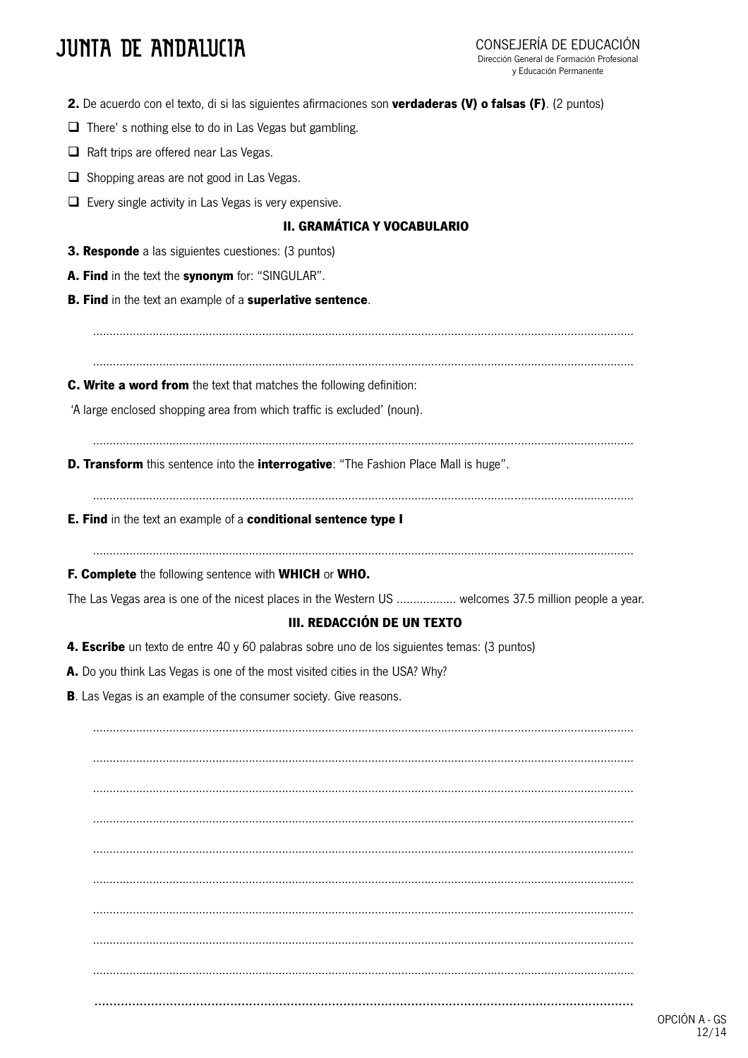**2.** De acuerdo con el texto, di si las siguientes afirmaciones son **verdaderas (V) o falsas (F)**. (2 puntos)

- ☐ There' s nothing else to do in Las Vegas but gambling.
- ☐ Raft trips are offered near Las Vegas.
- ☐ Shopping areas are not good in Las Vegas.
- ☐ Every single activity in Las Vegas is very expensive.

### II. GRAMÁTICA Y VOCABULARIO

**3. Responde** a las siguientes cuestiones: (3 puntos)

**A. Find** in the text the **synonym** for: "SINGULAR".

**B. Find** in the text an example of a **superlative sentence**.

................................................................................................................................................................

................................................................................................................................................................

**C. Write a word from** the text that matches the following definition:

'A large enclosed shopping area from which traffic is excluded' (noun).

................................................................................................................................................................

**D. Transform** this sentence into the **interrogative**: "The Fashion Place Mall is huge".

................................................................................................................................................................

**E. Find** in the text an example of a **conditional sentence type I**

................................................................................................................................................................

**F. Complete** the following sentence with **WHICH** or **WHO.**

The Las Vegas area is one of the nicest places in the Western US .................. welcomes 37.5 million people a year.

### III. REDACCIÓN DE UN TEXTO

**4. Escribe** un texto de entre 40 y 60 palabras sobre uno de los siguientes temas: (3 puntos)

**A.** Do you think Las Vegas is one of the most visited cities in the USA? Why?

**B**. Las Vegas is an example of the consumer society. Give reasons.

................................................................................................................................................................

................................................................................................................................................................

................................................................................................................................................................

................................................................................................................................................................

................................................................................................................................................................

................................................................................................................................................................

................................................................................................................................................................

................................................................................................................................................................

................................................................................................................................................................

................................................................................................................................................................